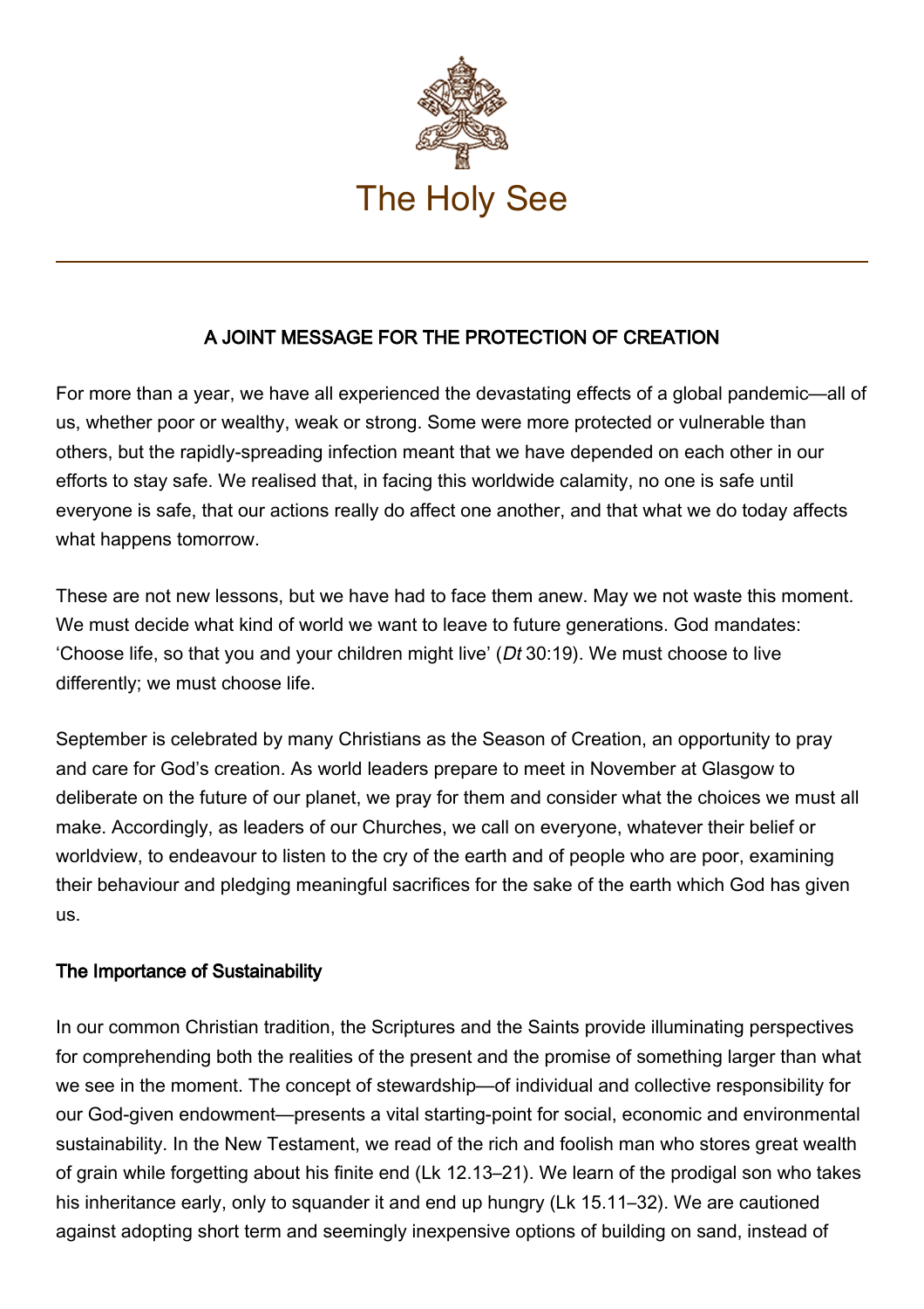# The Holy See

## A JOINT MESSAGE FOR THE PROTECTION OF CREATION

For more than a year, we have all experienced the devastating effects of a global pandemic—all of us, whether poor or wealthy, weak or strong. Some were more protected or vulnerable than others, but the rapidly-spreading infection meant that we have depended on each other in our efforts to stay safe. We realised that, in facing this worldwide calamity, no one is safe until everyone is safe, that our actions really do affect one another, and that what we do today affects what happens tomorrow.

These are not new lessons, but we have had to face them anew. May we not waste this moment. We must decide what kind of world we want to leave to future generations. God mandates: ‘Choose life, so that you and your children might live’ (*Dt* 30:19). We must choose to live differently; we must choose life.

September is celebrated by many Christians as the Season of Creation, an opportunity to pray and care for God’s creation. As world leaders prepare to meet in November at Glasgow to deliberate on the future of our planet, we pray for them and consider what the choices we must all make. Accordingly, as leaders of our Churches, we call on everyone, whatever their belief or worldview, to endeavour to listen to the cry of the earth and of people who are poor, examining their behaviour and pledging meaningful sacrifices for the sake of the earth which God has given us.

### The Importance of Sustainability

In our common Christian tradition, the Scriptures and the Saints provide illuminating perspectives for comprehending both the realities of the present and the promise of something larger than what we see in the moment. The concept of stewardship—of individual and collective responsibility for our God-given endowment—presents a vital starting-point for social, economic and environmental sustainability. In the New Testament, we read of the rich and foolish man who stores great wealth of grain while forgetting about his finite end (Lk 12.13–21). We learn of the prodigal son who takes his inheritance early, only to squander it and end up hungry (Lk 15.11–32). We are cautioned against adopting short term and seemingly inexpensive options of building on sand, instead of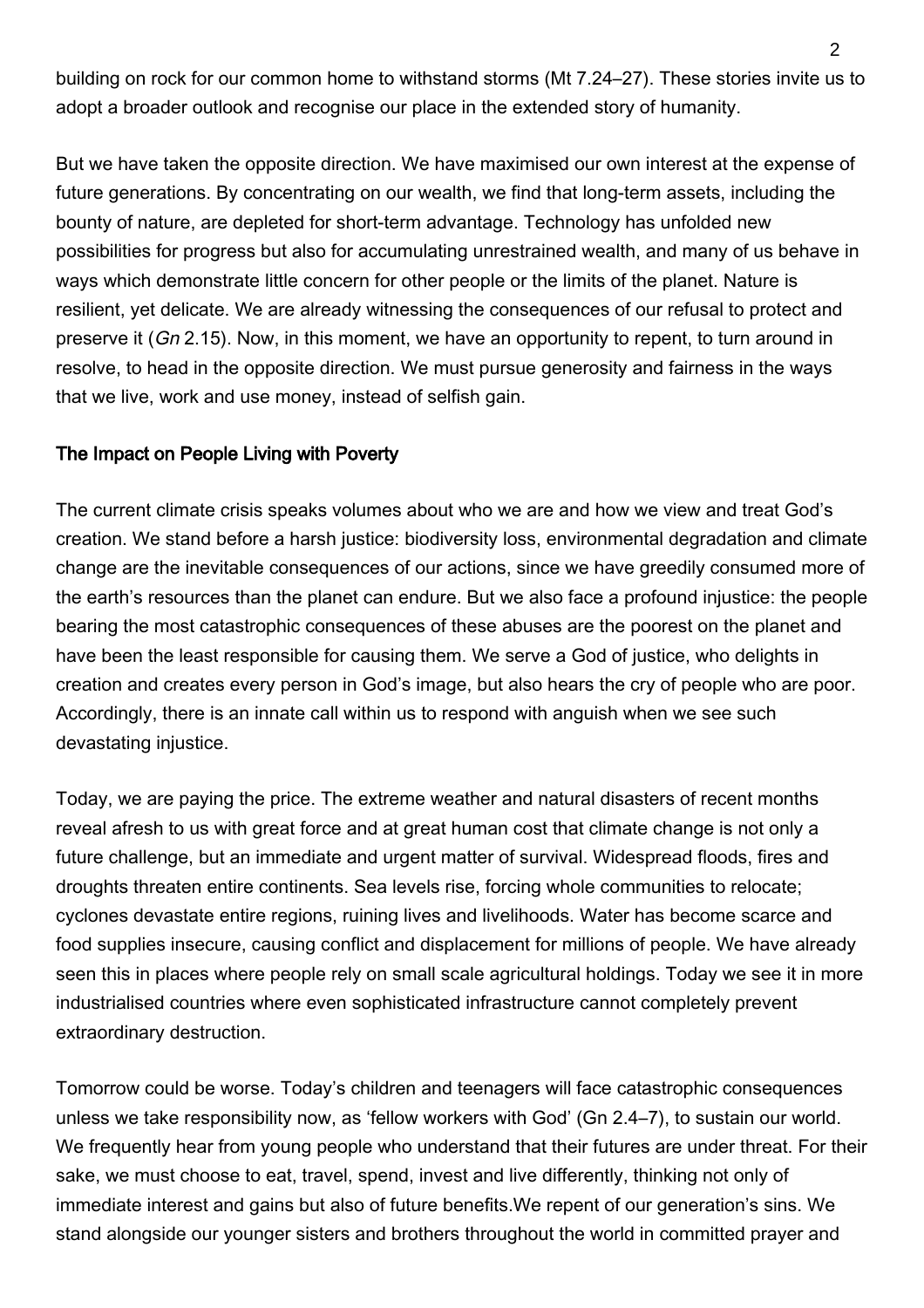building on rock for our common home to withstand storms (Mt 7.24–27). These stories invite us to adopt a broader outlook and recognise our place in the extended story of humanity.

But we have taken the opposite direction. We have maximised our own interest at the expense of future generations. By concentrating on our wealth, we find that long-term assets, including the bounty of nature, are depleted for short-term advantage. Technology has unfolded new possibilities for progress but also for accumulating unrestrained wealth, and many of us behave in ways which demonstrate little concern for other people or the limits of the planet. Nature is resilient, yet delicate. We are already witnessing the consequences of our refusal to protect and preserve it (*Gn* 2.15). Now, in this moment, we have an opportunity to repent, to turn around in resolve, to head in the opposite direction. We must pursue generosity and fairness in the ways that we live, work and use money, instead of selfish gain.

## The Impact on People Living with Poverty

The current climate crisis speaks volumes about who we are and how we view and treat God's creation. We stand before a harsh justice: biodiversity loss, environmental degradation and climate change are the inevitable consequences of our actions, since we have greedily consumed more of the earth's resources than the planet can endure. But we also face a profound injustice: the people bearing the most catastrophic consequences of these abuses are the poorest on the planet and have been the least responsible for causing them. We serve a God of justice, who delights in creation and creates every person in God's image, but also hears the cry of people who are poor. Accordingly, there is an innate call within us to respond with anguish when we see such devastating injustice.

Today, we are paying the price. The extreme weather and natural disasters of recent months reveal afresh to us with great force and at great human cost that climate change is not only a future challenge, but an immediate and urgent matter of survival. Widespread floods, fires and droughts threaten entire continents. Sea levels rise, forcing whole communities to relocate; cyclones devastate entire regions, ruining lives and livelihoods. Water has become scarce and food supplies insecure, causing conflict and displacement for millions of people. We have already seen this in places where people rely on small scale agricultural holdings. Today we see it in more industrialised countries where even sophisticated infrastructure cannot completely prevent extraordinary destruction.

Tomorrow could be worse. Today's children and teenagers will face catastrophic consequences unless we take responsibility now, as 'fellow workers with God' (Gn 2.4–7), to sustain our world. We frequently hear from young people who understand that their futures are under threat. For their sake, we must choose to eat, travel, spend, invest and live differently, thinking not only of immediate interest and gains but also of future benefits.We repent of our generation's sins. We stand alongside our younger sisters and brothers throughout the world in committed prayer and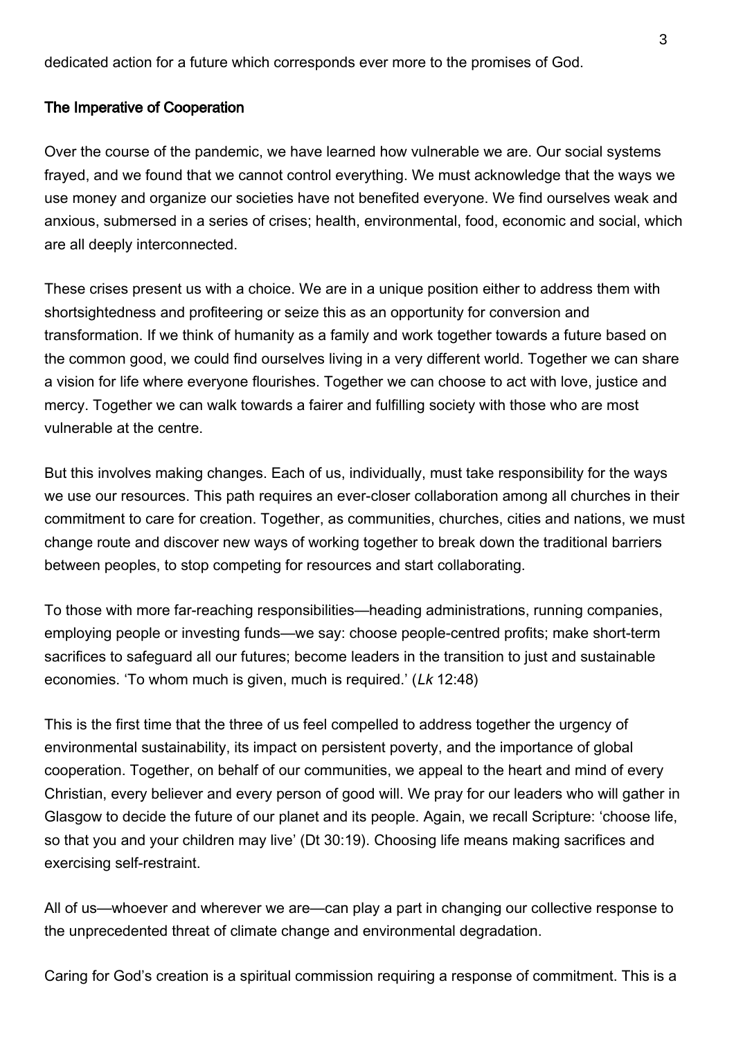dedicated action for a future which corresponds ever more to the promises of God.

## The Imperative of Cooperation

Over the course of the pandemic, we have learned how vulnerable we are. Our social systems frayed, and we found that we cannot control everything. We must acknowledge that the ways we use money and organize our societies have not benefited everyone. We find ourselves weak and anxious, submersed in a series of crises; health, environmental, food, economic and social, which are all deeply interconnected.

These crises present us with a choice. We are in a unique position either to address them with shortsightedness and profiteering or seize this as an opportunity for conversion and transformation. If we think of humanity as a family and work together towards a future based on the common good, we could find ourselves living in a very different world. Together we can share a vision for life where everyone flourishes. Together we can choose to act with love, justice and mercy. Together we can walk towards a fairer and fulfilling society with those who are most vulnerable at the centre.

But this involves making changes. Each of us, individually, must take responsibility for the ways we use our resources. This path requires an ever-closer collaboration among all churches in their commitment to care for creation. Together, as communities, churches, cities and nations, we must change route and discover new ways of working together to break down the traditional barriers between peoples, to stop competing for resources and start collaborating.

To those with more far-reaching responsibilities—heading administrations, running companies, employing people or investing funds—we say: choose people-centred profits; make short-term sacrifices to safeguard all our futures; become leaders in the transition to just and sustainable economies. 'To whom much is given, much is required.' (*Lk* 12:48)

This is the first time that the three of us feel compelled to address together the urgency of environmental sustainability, its impact on persistent poverty, and the importance of global cooperation. Together, on behalf of our communities, we appeal to the heart and mind of every Christian, every believer and every person of good will. We pray for our leaders who will gather in Glasgow to decide the future of our planet and its people. Again, we recall Scripture: 'choose life, so that you and your children may live' (Dt 30:19). Choosing life means making sacrifices and exercising self-restraint.

All of us—whoever and wherever we are—can play a part in changing our collective response to the unprecedented threat of climate change and environmental degradation.

Caring for God's creation is a spiritual commission requiring a response of commitment. This is a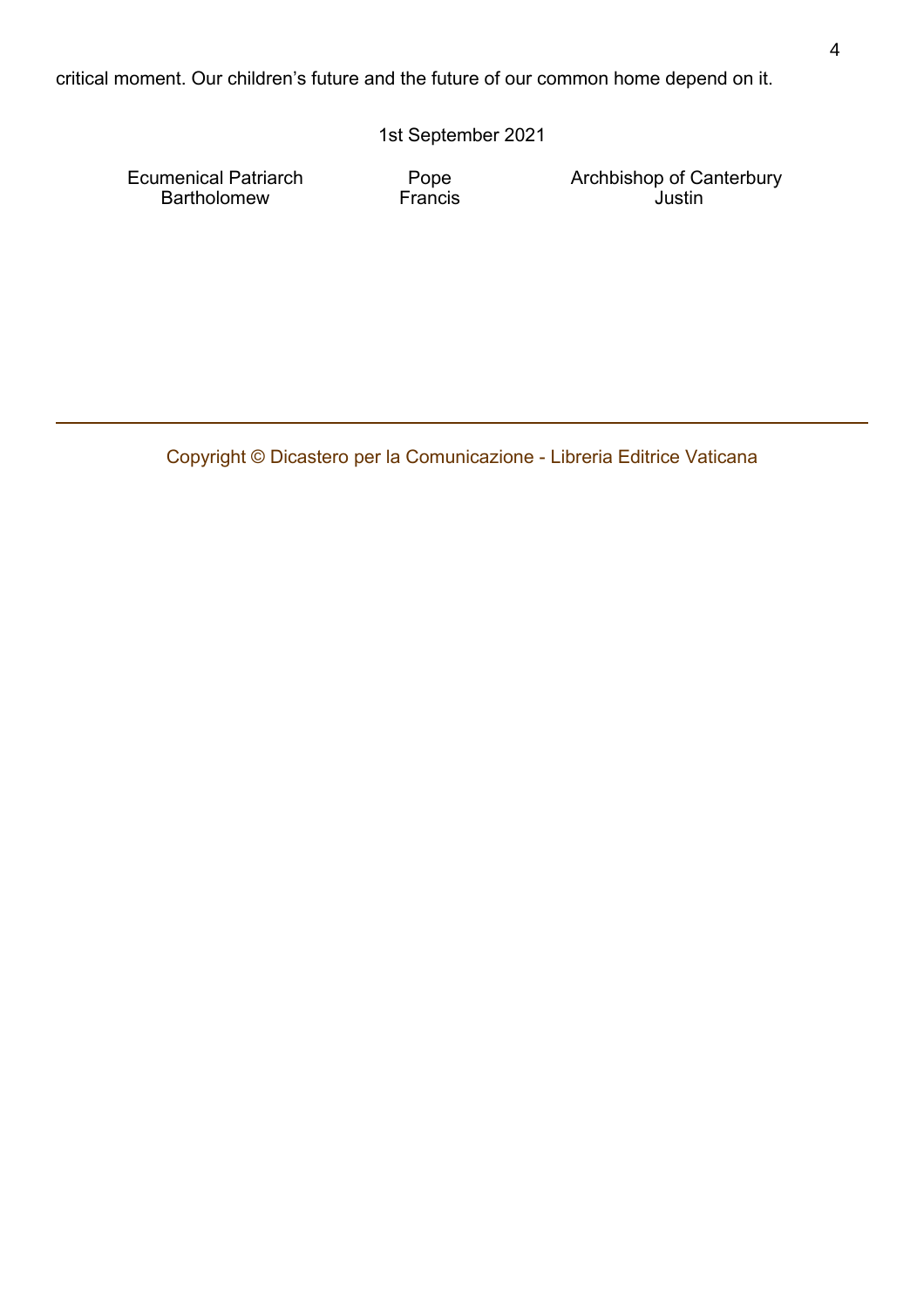critical moment. Our children's future and the future of our common home depend on it.

1st September 2021

| | | |
|---|---|---|
| Ecumenical Patriarch Bartholomew | Pope Francis | Archbishop of Canterbury Justin |

---

Copyright © Dicastero per la Comunicazione - Libreria Editrice Vaticana